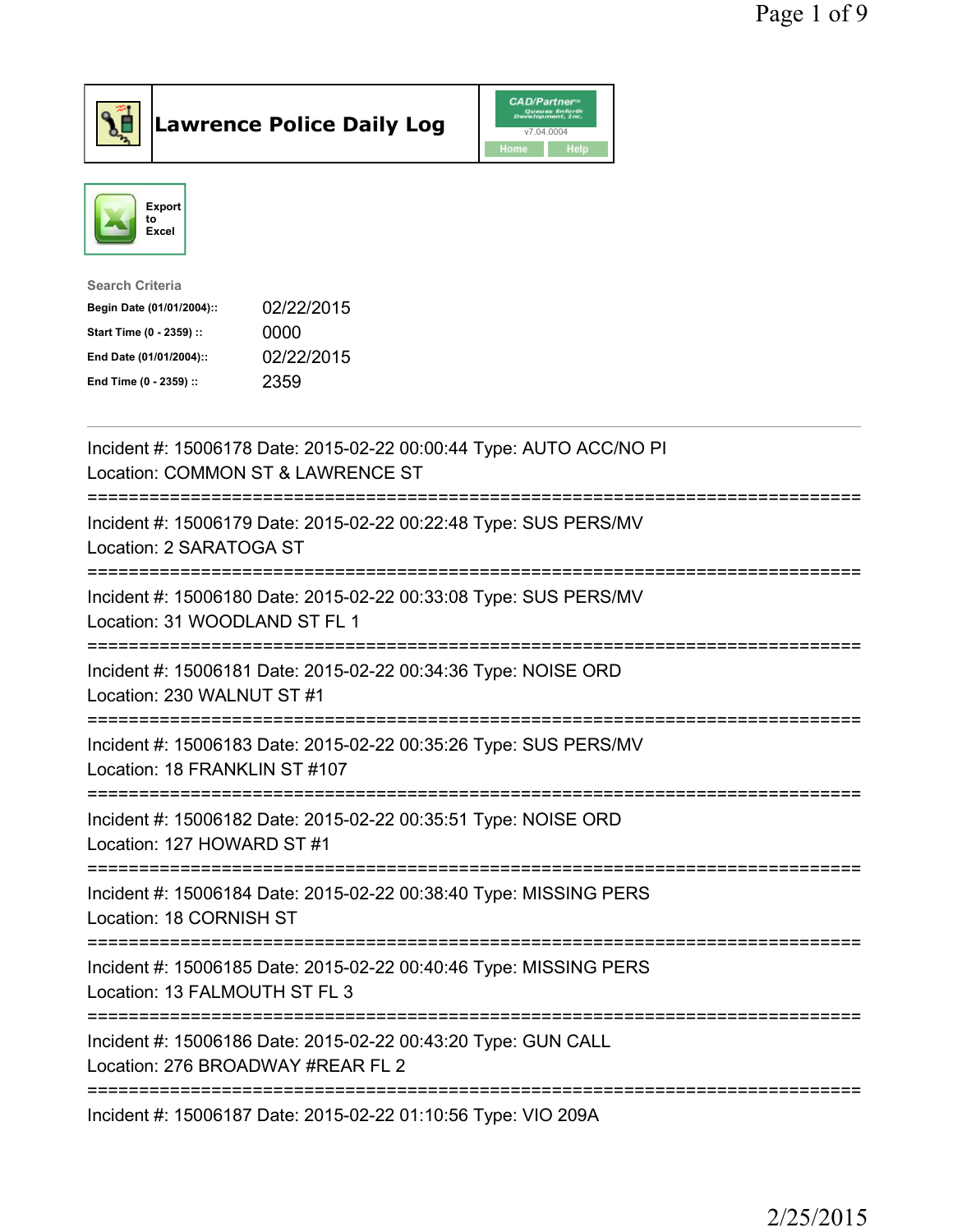# Lawrence Police Daily Log

CAD/Partner v7.04.0004

Home | Help

Export to Excel

**Search Criteria**

| | |
|---|---|
| **Begin Date (01/01/2004)::** | 02/22/2015 |
| **Start Time (0 - 2359) ::** | 0000 |
| **End Date (01/01/2004)::** | 02/22/2015 |
| **End Time (0 - 2359) ::** | 2359 |

---

Incident #: 15006178 Date: 2015-02-22 00:00:44 Type: AUTO ACC/NO PI
Location: COMMON ST & LAWRENCE ST

===========================================================================

Incident #: 15006179 Date: 2015-02-22 00:22:48 Type: SUS PERS/MV
Location: 2 SARATOGA ST

===========================================================================

Incident #: 15006180 Date: 2015-02-22 00:33:08 Type: SUS PERS/MV
Location: 31 WOODLAND ST FL 1

===========================================================================

Incident #: 15006181 Date: 2015-02-22 00:34:36 Type: NOISE ORD
Location: 230 WALNUT ST #1

===========================================================================

Incident #: 15006183 Date: 2015-02-22 00:35:26 Type: SUS PERS/MV
Location: 18 FRANKLIN ST #107

===========================================================================

Incident #: 15006182 Date: 2015-02-22 00:35:51 Type: NOISE ORD
Location: 127 HOWARD ST #1

===========================================================================

Incident #: 15006184 Date: 2015-02-22 00:38:40 Type: MISSING PERS
Location: 18 CORNISH ST

===========================================================================

Incident #: 15006185 Date: 2015-02-22 00:40:46 Type: MISSING PERS
Location: 13 FALMOUTH ST FL 3

===========================================================================

Incident #: 15006186 Date: 2015-02-22 00:43:20 Type: GUN CALL
Location: 276 BROADWAY #REAR FL 2

===========================================================================

Incident #: 15006187 Date: 2015-02-22 01:10:56 Type: VIO 209A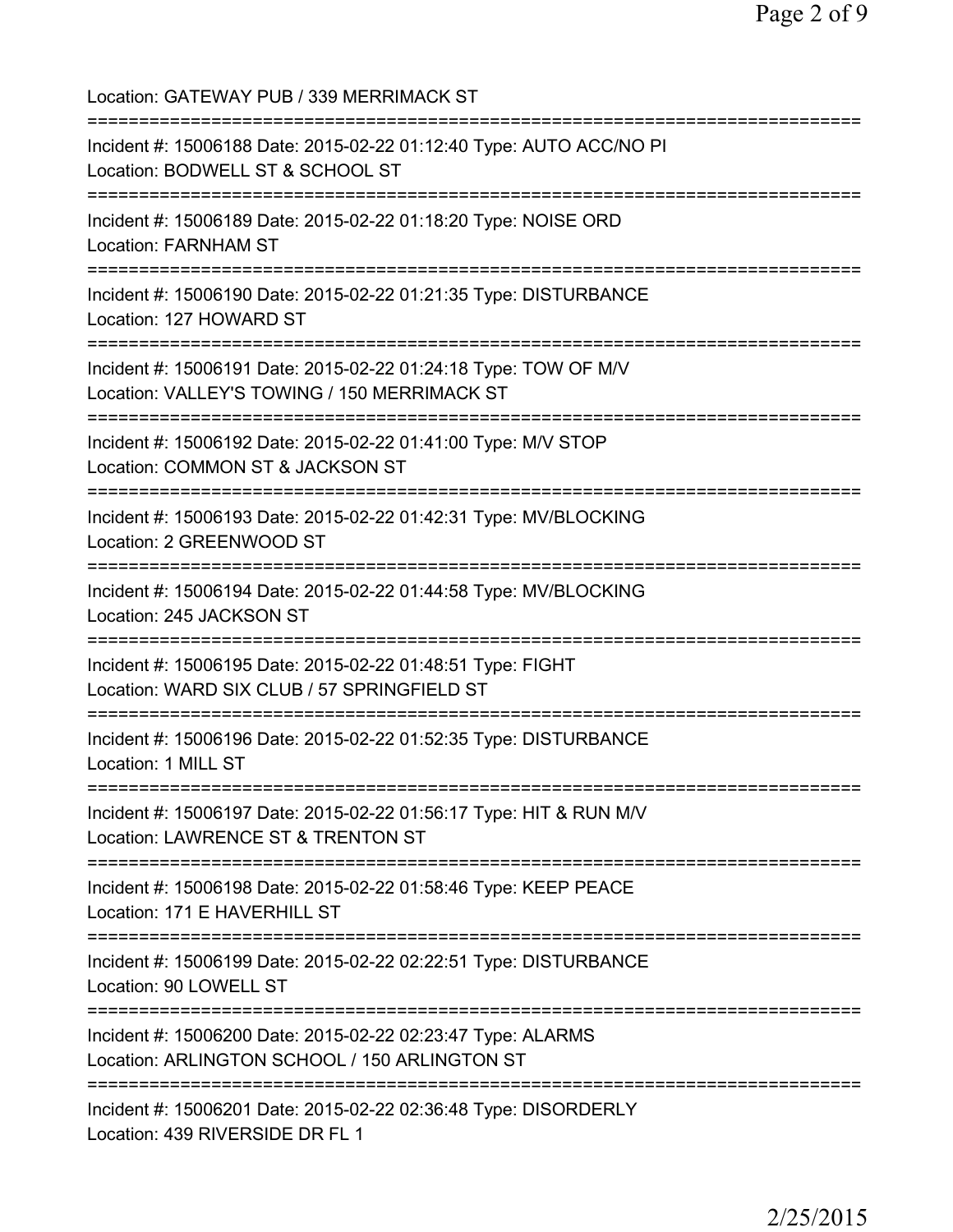Location: GATEWAY PUB / 339 MERRIMACK ST

===========================================================================

Incident #: 15006188 Date: 2015-02-22 01:12:40 Type: AUTO ACC/NO PI
Location: BODWELL ST & SCHOOL ST

===========================================================================

Incident #: 15006189 Date: 2015-02-22 01:18:20 Type: NOISE ORD
Location: FARNHAM ST

===========================================================================

Incident #: 15006190 Date: 2015-02-22 01:21:35 Type: DISTURBANCE
Location: 127 HOWARD ST

===========================================================================

Incident #: 15006191 Date: 2015-02-22 01:24:18 Type: TOW OF M/V
Location: VALLEY'S TOWING / 150 MERRIMACK ST

===========================================================================

Incident #: 15006192 Date: 2015-02-22 01:41:00 Type: M/V STOP
Location: COMMON ST & JACKSON ST

===========================================================================

Incident #: 15006193 Date: 2015-02-22 01:42:31 Type: MV/BLOCKING
Location: 2 GREENWOOD ST

===========================================================================

Incident #: 15006194 Date: 2015-02-22 01:44:58 Type: MV/BLOCKING
Location: 245 JACKSON ST

===========================================================================

Incident #: 15006195 Date: 2015-02-22 01:48:51 Type: FIGHT
Location: WARD SIX CLUB / 57 SPRINGFIELD ST

===========================================================================

Incident #: 15006196 Date: 2015-02-22 01:52:35 Type: DISTURBANCE
Location: 1 MILL ST

===========================================================================

Incident #: 15006197 Date: 2015-02-22 01:56:17 Type: HIT & RUN M/V
Location: LAWRENCE ST & TRENTON ST

===========================================================================

Incident #: 15006198 Date: 2015-02-22 01:58:46 Type: KEEP PEACE
Location: 171 E HAVERHILL ST

===========================================================================

Incident #: 15006199 Date: 2015-02-22 02:22:51 Type: DISTURBANCE
Location: 90 LOWELL ST

===========================================================================

Incident #: 15006200 Date: 2015-02-22 02:23:47 Type: ALARMS
Location: ARLINGTON SCHOOL / 150 ARLINGTON ST

===========================================================================

Incident #: 15006201 Date: 2015-02-22 02:36:48 Type: DISORDERLY
Location: 439 RIVERSIDE DR FL 1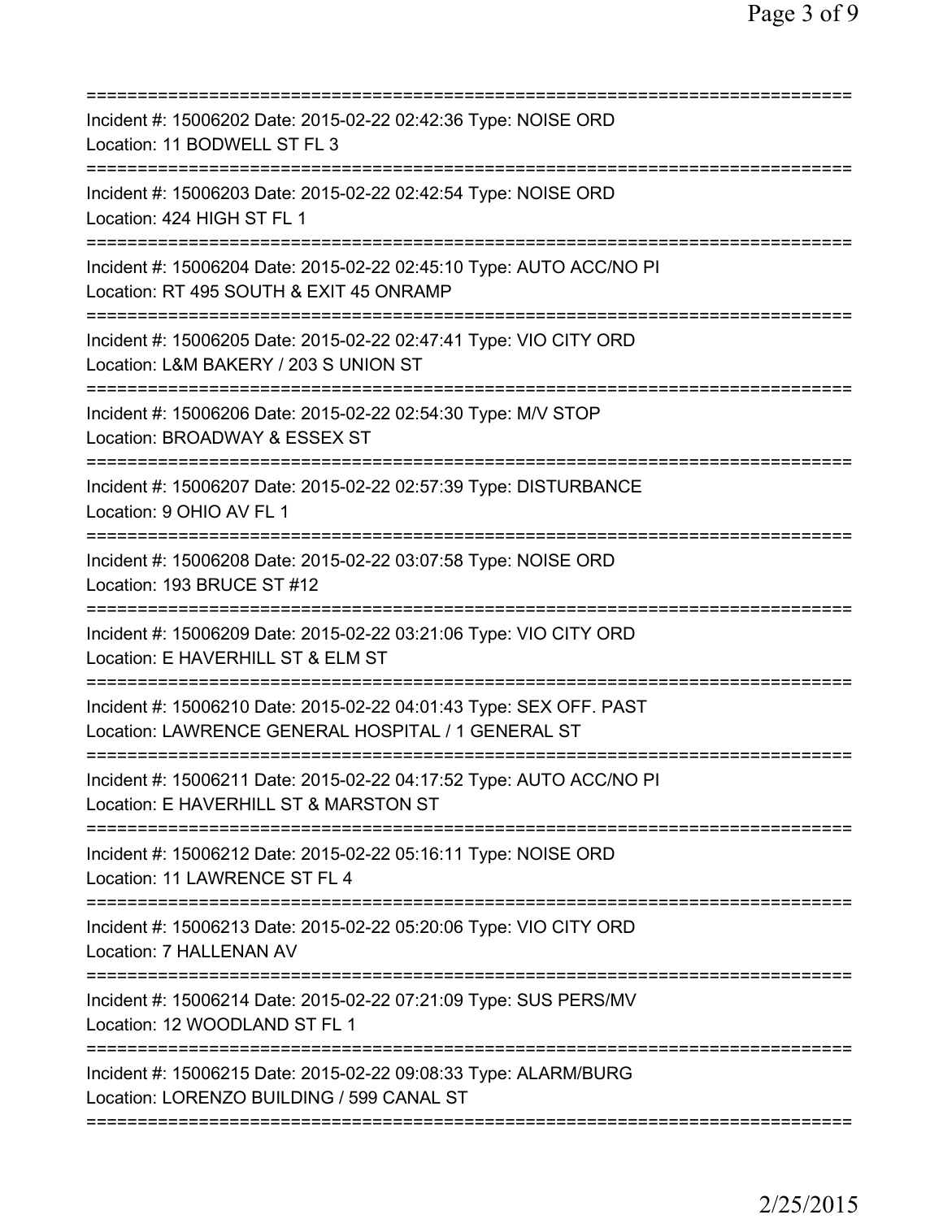==============================================================================
Incident #: 15006202 Date: 2015-02-22 02:42:36 Type: NOISE ORD
Location: 11 BODWELL ST FL 3
==============================================================================
Incident #: 15006203 Date: 2015-02-22 02:42:54 Type: NOISE ORD
Location: 424 HIGH ST FL 1
==============================================================================
Incident #: 15006204 Date: 2015-02-22 02:45:10 Type: AUTO ACC/NO PI
Location: RT 495 SOUTH & EXIT 45 ONRAMP
==============================================================================
Incident #: 15006205 Date: 2015-02-22 02:47:41 Type: VIO CITY ORD
Location: L&M BAKERY / 203 S UNION ST
==============================================================================
Incident #: 15006206 Date: 2015-02-22 02:54:30 Type: M/V STOP
Location: BROADWAY & ESSEX ST
==============================================================================
Incident #: 15006207 Date: 2015-02-22 02:57:39 Type: DISTURBANCE
Location: 9 OHIO AV FL 1
==============================================================================
Incident #: 15006208 Date: 2015-02-22 03:07:58 Type: NOISE ORD
Location: 193 BRUCE ST #12
==============================================================================
Incident #: 15006209 Date: 2015-02-22 03:21:06 Type: VIO CITY ORD
Location: E HAVERHILL ST & ELM ST
==============================================================================
Incident #: 15006210 Date: 2015-02-22 04:01:43 Type: SEX OFF. PAST
Location: LAWRENCE GENERAL HOSPITAL / 1 GENERAL ST
==============================================================================
Incident #: 15006211 Date: 2015-02-22 04:17:52 Type: AUTO ACC/NO PI
Location: E HAVERHILL ST & MARSTON ST
==============================================================================
Incident #: 15006212 Date: 2015-02-22 05:16:11 Type: NOISE ORD
Location: 11 LAWRENCE ST FL 4
==============================================================================
Incident #: 15006213 Date: 2015-02-22 05:20:06 Type: VIO CITY ORD
Location: 7 HALLENAN AV
==============================================================================
Incident #: 15006214 Date: 2015-02-22 07:21:09 Type: SUS PERS/MV
Location: 12 WOODLAND ST FL 1
==============================================================================
Incident #: 15006215 Date: 2015-02-22 09:08:33 Type: ALARM/BURG
Location: LORENZO BUILDING / 599 CANAL ST
==============================================================================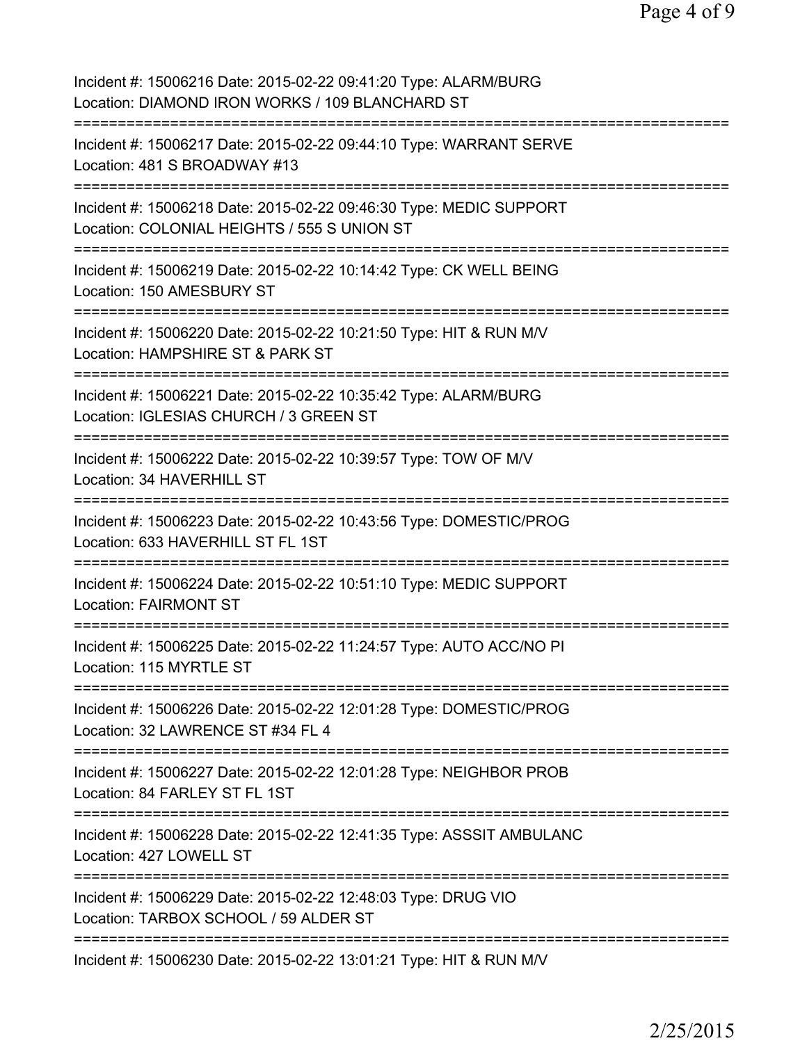Incident #: 15006216 Date: 2015-02-22 09:41:20 Type: ALARM/BURG
Location: DIAMOND IRON WORKS / 109 BLANCHARD ST

===========================================================================

Incident #: 15006217 Date: 2015-02-22 09:44:10 Type: WARRANT SERVE
Location: 481 S BROADWAY #13

===========================================================================

Incident #: 15006218 Date: 2015-02-22 09:46:30 Type: MEDIC SUPPORT
Location: COLONIAL HEIGHTS / 555 S UNION ST

===========================================================================

Incident #: 15006219 Date: 2015-02-22 10:14:42 Type: CK WELL BEING
Location: 150 AMESBURY ST

===========================================================================

Incident #: 15006220 Date: 2015-02-22 10:21:50 Type: HIT & RUN M/V
Location: HAMPSHIRE ST & PARK ST

===========================================================================

Incident #: 15006221 Date: 2015-02-22 10:35:42 Type: ALARM/BURG
Location: IGLESIAS CHURCH / 3 GREEN ST

===========================================================================

Incident #: 15006222 Date: 2015-02-22 10:39:57 Type: TOW OF M/V
Location: 34 HAVERHILL ST

===========================================================================

Incident #: 15006223 Date: 2015-02-22 10:43:56 Type: DOMESTIC/PROG
Location: 633 HAVERHILL ST FL 1ST

===========================================================================

Incident #: 15006224 Date: 2015-02-22 10:51:10 Type: MEDIC SUPPORT
Location: FAIRMONT ST

===========================================================================

Incident #: 15006225 Date: 2015-02-22 11:24:57 Type: AUTO ACC/NO PI
Location: 115 MYRTLE ST

===========================================================================

Incident #: 15006226 Date: 2015-02-22 12:01:28 Type: DOMESTIC/PROG
Location: 32 LAWRENCE ST #34 FL 4

===========================================================================

Incident #: 15006227 Date: 2015-02-22 12:01:28 Type: NEIGHBOR PROB
Location: 84 FARLEY ST FL 1ST

===========================================================================

Incident #: 15006228 Date: 2015-02-22 12:41:35 Type: ASSSIT AMBULANC
Location: 427 LOWELL ST

===========================================================================

Incident #: 15006229 Date: 2015-02-22 12:48:03 Type: DRUG VIO
Location: TARBOX SCHOOL / 59 ALDER ST

===========================================================================

Incident #: 15006230 Date: 2015-02-22 13:01:21 Type: HIT & RUN M/V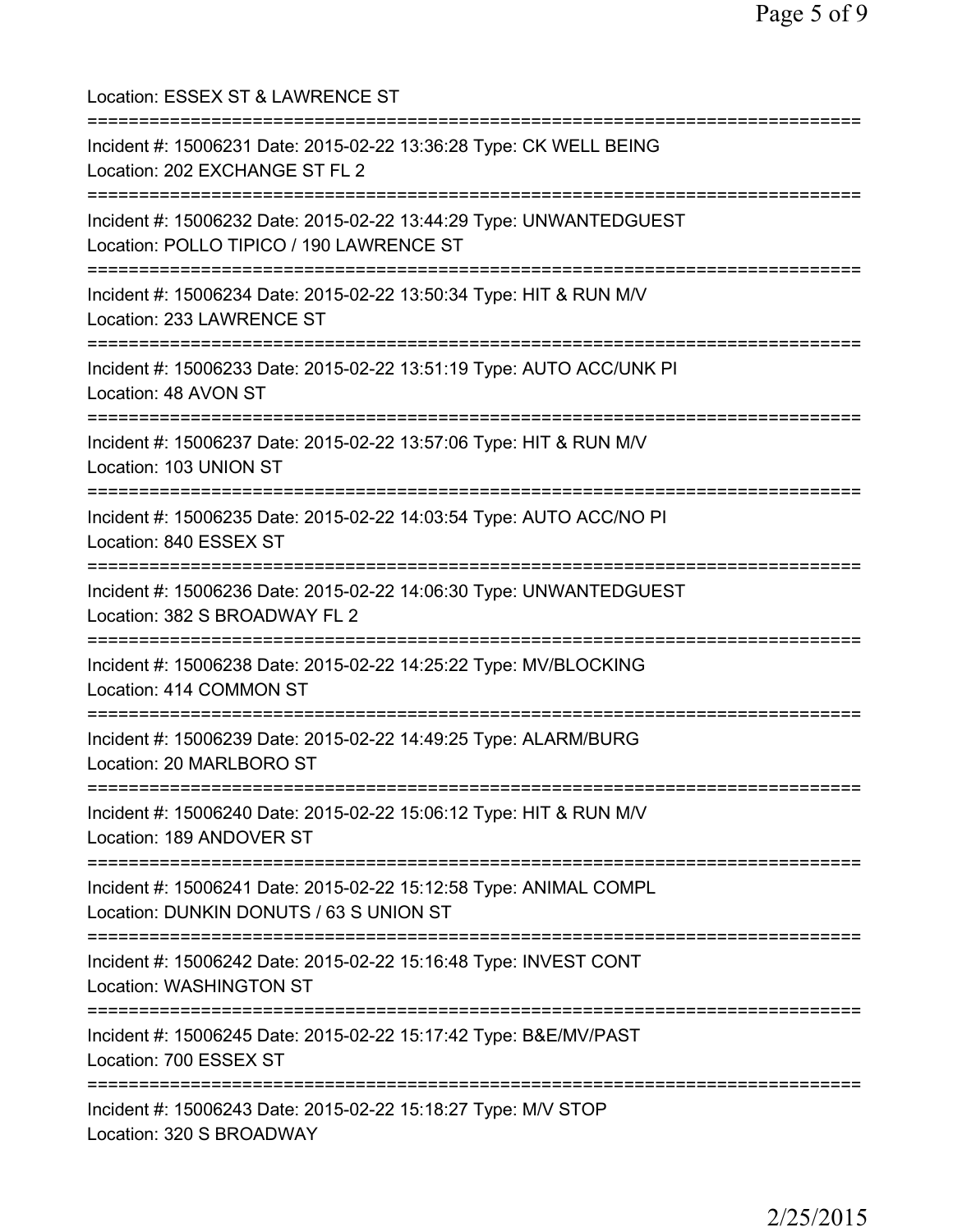Location: ESSEX ST & LAWRENCE ST

===========================================================================

Incident #: 15006231 Date: 2015-02-22 13:36:28 Type: CK WELL BEING
Location: 202 EXCHANGE ST FL 2

===========================================================================

Incident #: 15006232 Date: 2015-02-22 13:44:29 Type: UNWANTEDGUEST
Location: POLLO TIPICO / 190 LAWRENCE ST

===========================================================================

Incident #: 15006234 Date: 2015-02-22 13:50:34 Type: HIT & RUN M/V
Location: 233 LAWRENCE ST

===========================================================================

Incident #: 15006233 Date: 2015-02-22 13:51:19 Type: AUTO ACC/UNK PI
Location: 48 AVON ST

===========================================================================

Incident #: 15006237 Date: 2015-02-22 13:57:06 Type: HIT & RUN M/V
Location: 103 UNION ST

===========================================================================

Incident #: 15006235 Date: 2015-02-22 14:03:54 Type: AUTO ACC/NO PI
Location: 840 ESSEX ST

===========================================================================

Incident #: 15006236 Date: 2015-02-22 14:06:30 Type: UNWANTEDGUEST
Location: 382 S BROADWAY FL 2

===========================================================================

Incident #: 15006238 Date: 2015-02-22 14:25:22 Type: MV/BLOCKING
Location: 414 COMMON ST

===========================================================================

Incident #: 15006239 Date: 2015-02-22 14:49:25 Type: ALARM/BURG
Location: 20 MARLBORO ST

===========================================================================

Incident #: 15006240 Date: 2015-02-22 15:06:12 Type: HIT & RUN M/V
Location: 189 ANDOVER ST

===========================================================================

Incident #: 15006241 Date: 2015-02-22 15:12:58 Type: ANIMAL COMPL
Location: DUNKIN DONUTS / 63 S UNION ST

===========================================================================

Incident #: 15006242 Date: 2015-02-22 15:16:48 Type: INVEST CONT
Location: WASHINGTON ST

===========================================================================

Incident #: 15006245 Date: 2015-02-22 15:17:42 Type: B&E/MV/PAST
Location: 700 ESSEX ST

===========================================================================

Incident #: 15006243 Date: 2015-02-22 15:18:27 Type: M/V STOP
Location: 320 S BROADWAY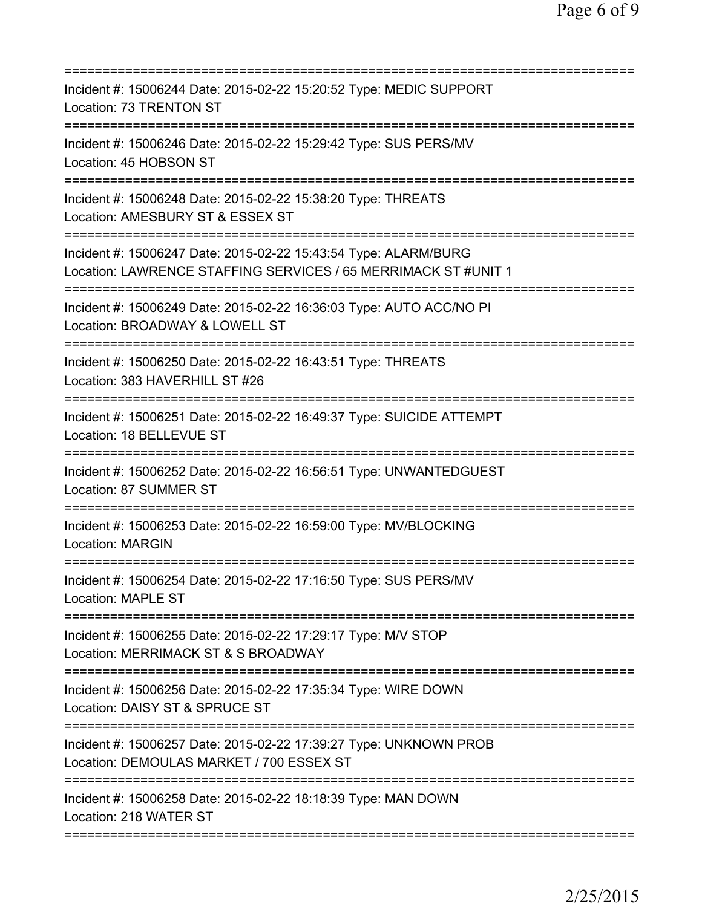Incident #: 15006244 Date: 2015-02-22 15:20:52 Type: MEDIC SUPPORT
Location: 73 TRENTON ST

Incident #: 15006246 Date: 2015-02-22 15:29:42 Type: SUS PERS/MV
Location: 45 HOBSON ST

Incident #: 15006248 Date: 2015-02-22 15:38:20 Type: THREATS
Location: AMESBURY ST & ESSEX ST

Incident #: 15006247 Date: 2015-02-22 15:43:54 Type: ALARM/BURG
Location: LAWRENCE STAFFING SERVICES / 65 MERRIMACK ST #UNIT 1

Incident #: 15006249 Date: 2015-02-22 16:36:03 Type: AUTO ACC/NO PI
Location: BROADWAY & LOWELL ST

Incident #: 15006250 Date: 2015-02-22 16:43:51 Type: THREATS
Location: 383 HAVERHILL ST #26

Incident #: 15006251 Date: 2015-02-22 16:49:37 Type: SUICIDE ATTEMPT
Location: 18 BELLEVUE ST

Incident #: 15006252 Date: 2015-02-22 16:56:51 Type: UNWANTEDGUEST
Location: 87 SUMMER ST

Incident #: 15006253 Date: 2015-02-22 16:59:00 Type: MV/BLOCKING
Location: MARGIN

Incident #: 15006254 Date: 2015-02-22 17:16:50 Type: SUS PERS/MV
Location: MAPLE ST

Incident #: 15006255 Date: 2015-02-22 17:29:17 Type: M/V STOP
Location: MERRIMACK ST & S BROADWAY

Incident #: 15006256 Date: 2015-02-22 17:35:34 Type: WIRE DOWN
Location: DAISY ST & SPRUCE ST

Incident #: 15006257 Date: 2015-02-22 17:39:27 Type: UNKNOWN PROB
Location: DEMOULAS MARKET / 700 ESSEX ST

Incident #: 15006258 Date: 2015-02-22 18:18:39 Type: MAN DOWN
Location: 218 WATER ST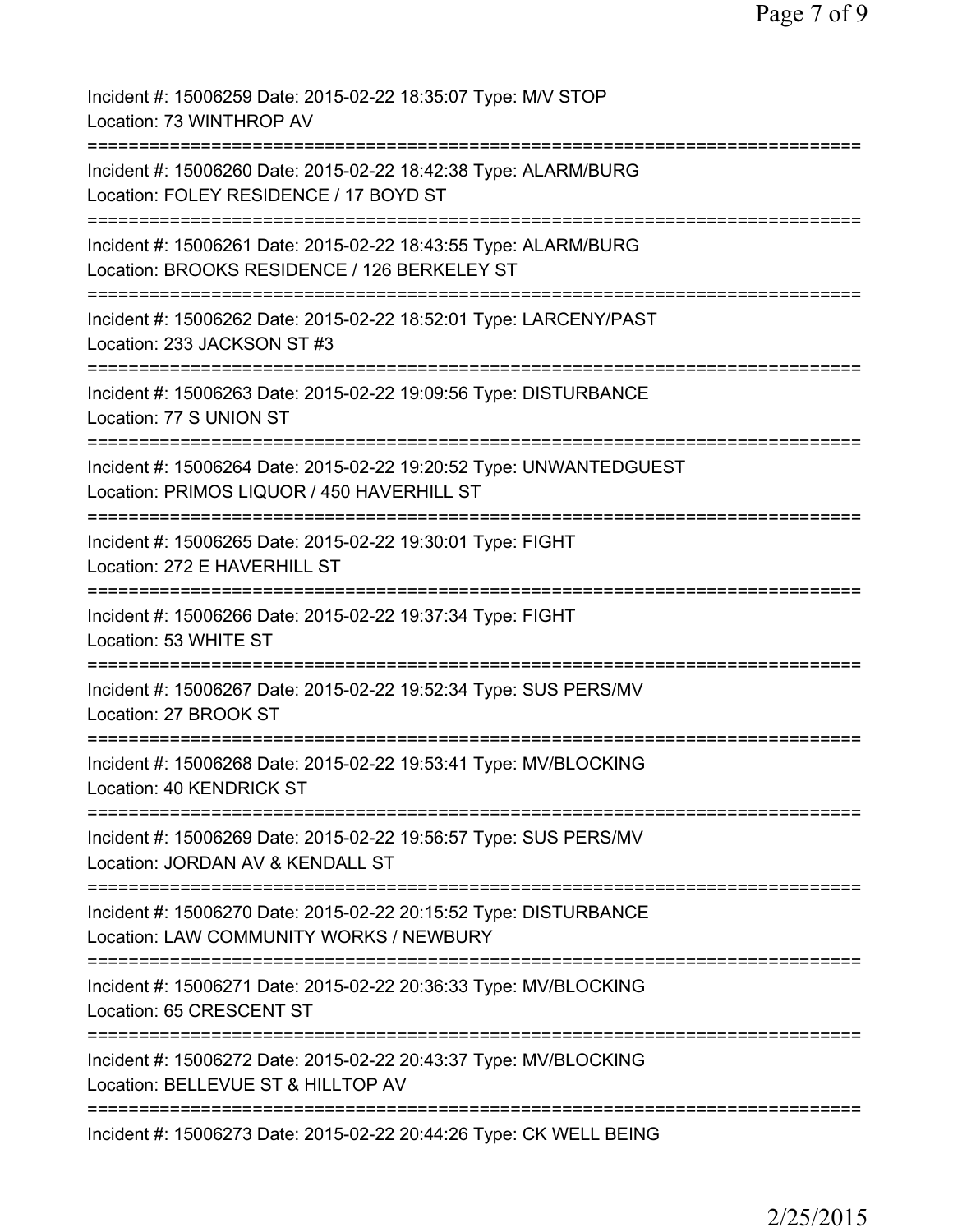Incident #: 15006259 Date: 2015-02-22 18:35:07 Type: M/V STOP
Location: 73 WINTHROP AV
===========================================================================
Incident #: 15006260 Date: 2015-02-22 18:42:38 Type: ALARM/BURG
Location: FOLEY RESIDENCE / 17 BOYD ST
===========================================================================
Incident #: 15006261 Date: 2015-02-22 18:43:55 Type: ALARM/BURG
Location: BROOKS RESIDENCE / 126 BERKELEY ST
===========================================================================
Incident #: 15006262 Date: 2015-02-22 18:52:01 Type: LARCENY/PAST
Location: 233 JACKSON ST #3
===========================================================================
Incident #: 15006263 Date: 2015-02-22 19:09:56 Type: DISTURBANCE
Location: 77 S UNION ST
===========================================================================
Incident #: 15006264 Date: 2015-02-22 19:20:52 Type: UNWANTEDGUEST
Location: PRIMOS LIQUOR / 450 HAVERHILL ST
===========================================================================
Incident #: 15006265 Date: 2015-02-22 19:30:01 Type: FIGHT
Location: 272 E HAVERHILL ST
===========================================================================
Incident #: 15006266 Date: 2015-02-22 19:37:34 Type: FIGHT
Location: 53 WHITE ST
===========================================================================
Incident #: 15006267 Date: 2015-02-22 19:52:34 Type: SUS PERS/MV
Location: 27 BROOK ST
===========================================================================
Incident #: 15006268 Date: 2015-02-22 19:53:41 Type: MV/BLOCKING
Location: 40 KENDRICK ST
===========================================================================
Incident #: 15006269 Date: 2015-02-22 19:56:57 Type: SUS PERS/MV
Location: JORDAN AV & KENDALL ST
===========================================================================
Incident #: 15006270 Date: 2015-02-22 20:15:52 Type: DISTURBANCE
Location: LAW COMMUNITY WORKS / NEWBURY
===========================================================================
Incident #: 15006271 Date: 2015-02-22 20:36:33 Type: MV/BLOCKING
Location: 65 CRESCENT ST
===========================================================================
Incident #: 15006272 Date: 2015-02-22 20:43:37 Type: MV/BLOCKING
Location: BELLEVUE ST & HILLTOP AV
===========================================================================
Incident #: 15006273 Date: 2015-02-22 20:44:26 Type: CK WELL BEING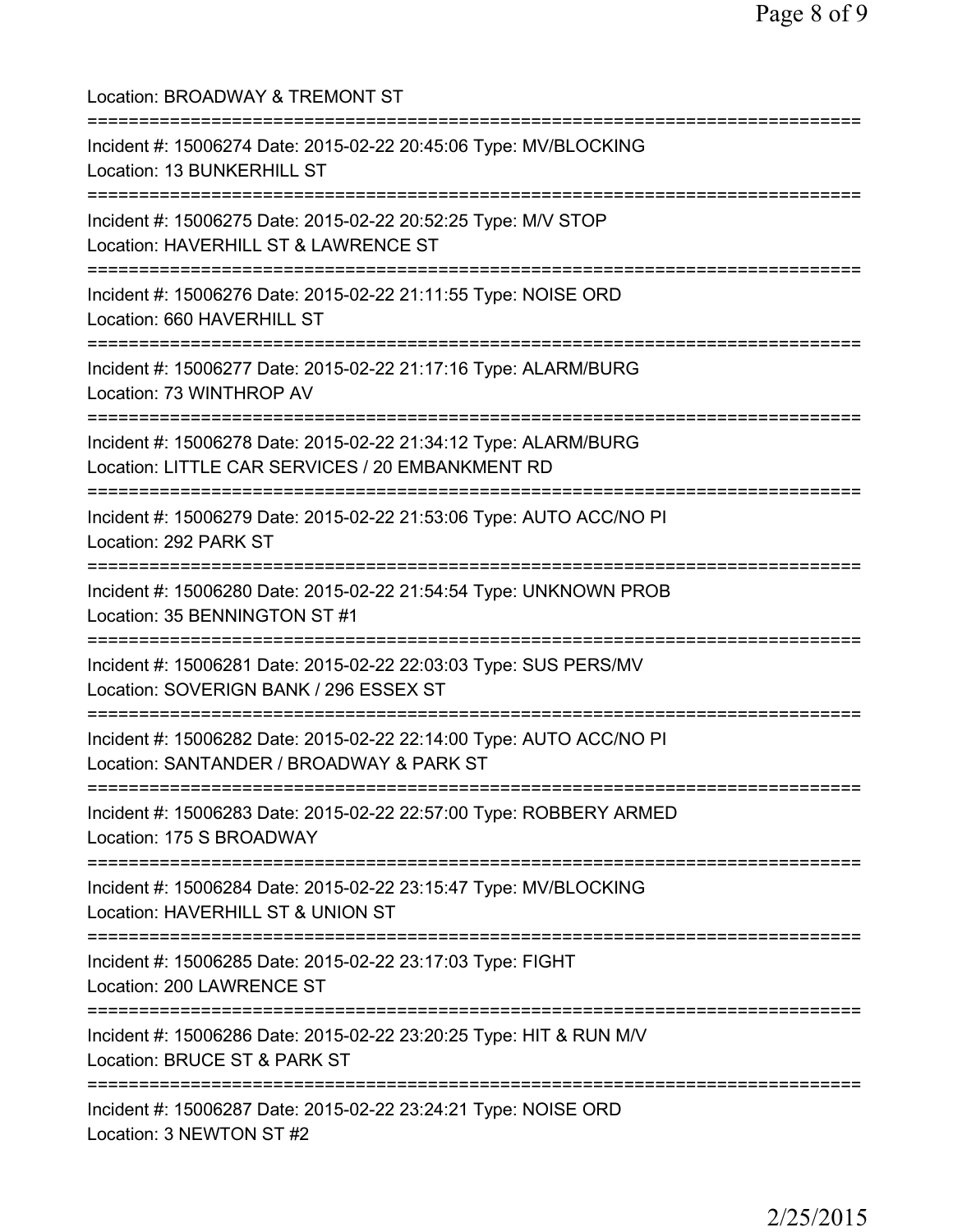Location: BROADWAY & TREMONT ST

===========================================================================

Incident #: 15006274 Date: 2015-02-22 20:45:06 Type: MV/BLOCKING
Location: 13 BUNKERHILL ST

===========================================================================

Incident #: 15006275 Date: 2015-02-22 20:52:25 Type: M/V STOP
Location: HAVERHILL ST & LAWRENCE ST

===========================================================================

Incident #: 15006276 Date: 2015-02-22 21:11:55 Type: NOISE ORD
Location: 660 HAVERHILL ST

===========================================================================

Incident #: 15006277 Date: 2015-02-22 21:17:16 Type: ALARM/BURG
Location: 73 WINTHROP AV

===========================================================================

Incident #: 15006278 Date: 2015-02-22 21:34:12 Type: ALARM/BURG
Location: LITTLE CAR SERVICES / 20 EMBANKMENT RD

===========================================================================

Incident #: 15006279 Date: 2015-02-22 21:53:06 Type: AUTO ACC/NO PI
Location: 292 PARK ST

===========================================================================

Incident #: 15006280 Date: 2015-02-22 21:54:54 Type: UNKNOWN PROB
Location: 35 BENNINGTON ST #1

===========================================================================

Incident #: 15006281 Date: 2015-02-22 22:03:03 Type: SUS PERS/MV
Location: SOVERIGN BANK / 296 ESSEX ST

===========================================================================

Incident #: 15006282 Date: 2015-02-22 22:14:00 Type: AUTO ACC/NO PI
Location: SANTANDER / BROADWAY & PARK ST

===========================================================================

Incident #: 15006283 Date: 2015-02-22 22:57:00 Type: ROBBERY ARMED
Location: 175 S BROADWAY

===========================================================================

Incident #: 15006284 Date: 2015-02-22 23:15:47 Type: MV/BLOCKING
Location: HAVERHILL ST & UNION ST

===========================================================================

Incident #: 15006285 Date: 2015-02-22 23:17:03 Type: FIGHT
Location: 200 LAWRENCE ST

===========================================================================

Incident #: 15006286 Date: 2015-02-22 23:20:25 Type: HIT & RUN M/V
Location: BRUCE ST & PARK ST

===========================================================================

Incident #: 15006287 Date: 2015-02-22 23:24:21 Type: NOISE ORD
Location: 3 NEWTON ST #2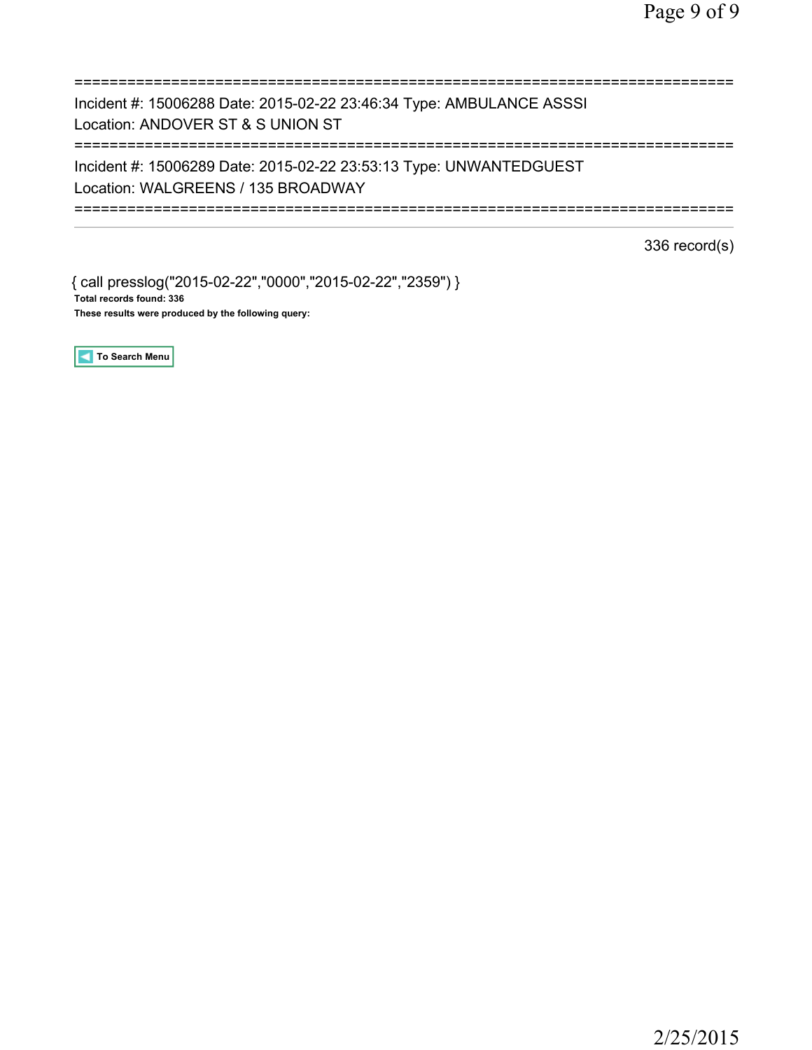===========================================================================

Incident #: 15006288 Date: 2015-02-22 23:46:34 Type: AMBULANCE ASSSI
Location: ANDOVER ST & S UNION ST

===========================================================================

Incident #: 15006289 Date: 2015-02-22 23:53:13 Type: UNWANTEDGUEST
Location: WALGREENS / 135 BROADWAY

===========================================================================

336 record(s)

{ call presslog("2015-02-22","0000","2015-02-22","2359") }

**Total records found: 336**

**These results were produced by the following query:**

**To Search Menu**